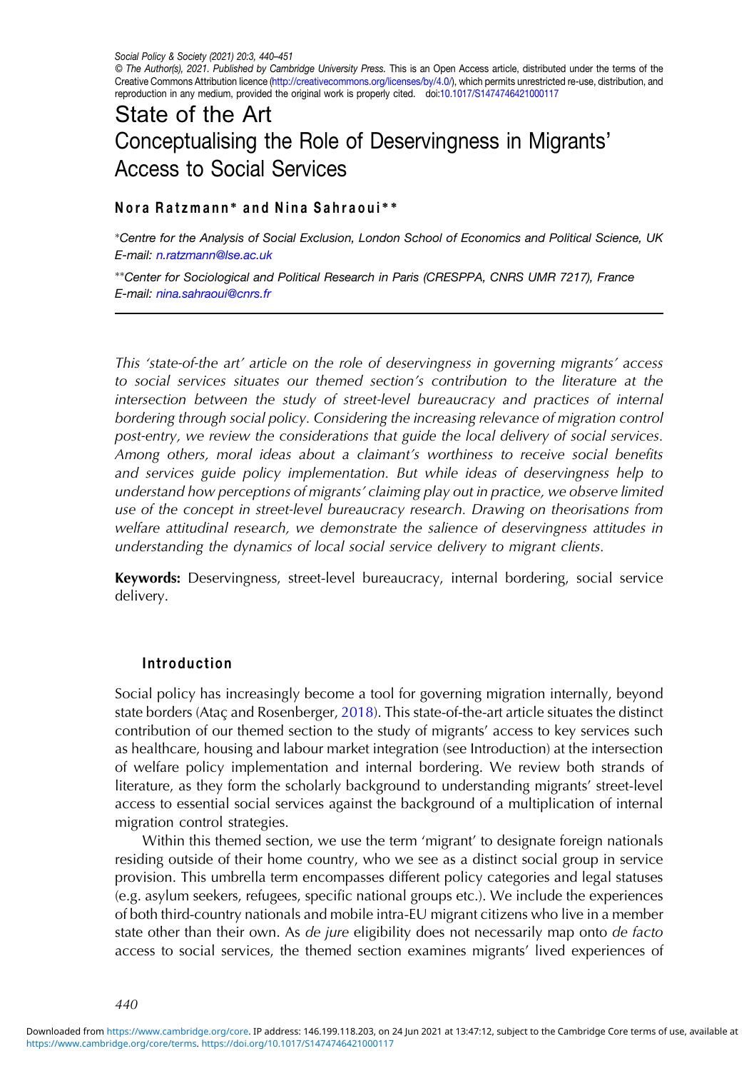Social Policy & Society (2021) 20:3, 440–451

© The Author(s), 2021. Published by Cambridge University Press. This is an Open Access article, distributed under the terms of the Creative Commons Attribution licence (http://creativecommons.org/licenses/by/4.0/), which permits unrestricted re-use, distribution, and reproduction in any medium, provided the original work is properly cited. doi:10.1017/S1474746421000117

# State of the Art
# Conceptualising the Role of Deservingness in Migrants' Access to Social Services

**Nora Ratzmann\* and Nina Sahraoui\*\***

\*Centre for the Analysis of Social Exclusion, London School of Economics and Political Science, UK
E-mail: n.ratzmann@lse.ac.uk

\*\*Center for Sociological and Political Research in Paris (CRESPPA, CNRS UMR 7217), France
E-mail: nina.sahraoui@cnrs.fr

*This 'state-of-the art' article on the role of deservingness in governing migrants' access to social services situates our themed section's contribution to the literature at the intersection between the study of street-level bureaucracy and practices of internal bordering through social policy. Considering the increasing relevance of migration control post-entry, we review the considerations that guide the local delivery of social services. Among others, moral ideas about a claimant's worthiness to receive social benefits and services guide policy implementation. But while ideas of deservingness help to understand how perceptions of migrants' claiming play out in practice, we observe limited use of the concept in street-level bureaucracy research. Drawing on theorisations from welfare attitudinal research, we demonstrate the salience of deservingness attitudes in understanding the dynamics of local social service delivery to migrant clients.*

**Keywords:** Deservingness, street-level bureaucracy, internal bordering, social service delivery.

## Introduction

Social policy has increasingly become a tool for governing migration internally, beyond state borders (Ataç and Rosenberger, 2018). This state-of-the-art article situates the distinct contribution of our themed section to the study of migrants' access to key services such as healthcare, housing and labour market integration (see Introduction) at the intersection of welfare policy implementation and internal bordering. We review both strands of literature, as they form the scholarly background to understanding migrants' street-level access to essential social services against the background of a multiplication of internal migration control strategies.

Within this themed section, we use the term 'migrant' to designate foreign nationals residing outside of their home country, who we see as a distinct social group in service provision. This umbrella term encompasses different policy categories and legal statuses (e.g. asylum seekers, refugees, specific national groups etc.). We include the experiences of both third-country nationals and mobile intra-EU migrant citizens who live in a member state other than their own. As *de jure* eligibility does not necessarily map onto *de facto* access to social services, the themed section examines migrants' lived experiences of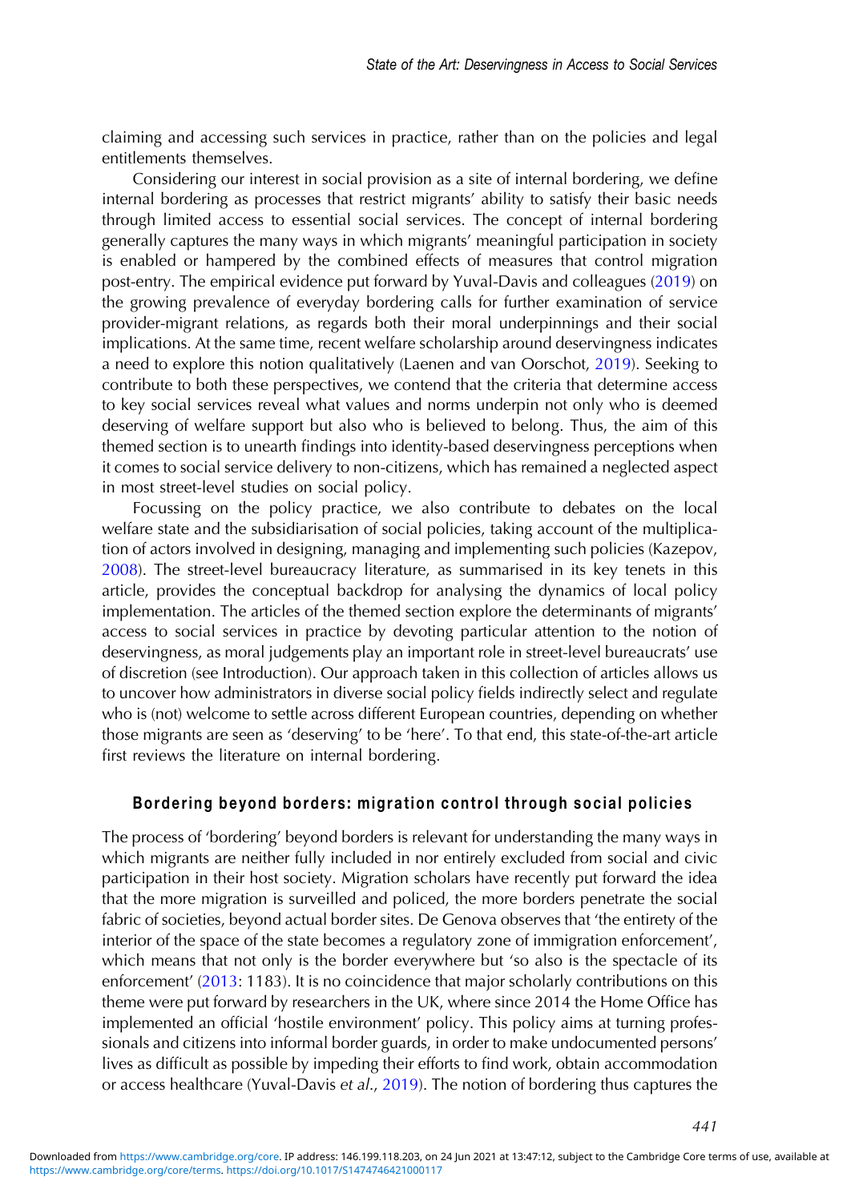claiming and accessing such services in practice, rather than on the policies and legal entitlements themselves.

Considering our interest in social provision as a site of internal bordering, we define internal bordering as processes that restrict migrants' ability to satisfy their basic needs through limited access to essential social services. The concept of internal bordering generally captures the many ways in which migrants' meaningful participation in society is enabled or hampered by the combined effects of measures that control migration post-entry. The empirical evidence put forward by Yuval-Davis and colleagues (2019) on the growing prevalence of everyday bordering calls for further examination of service provider-migrant relations, as regards both their moral underpinnings and their social implications. At the same time, recent welfare scholarship around deservingness indicates a need to explore this notion qualitatively (Laenen and van Oorschot, 2019). Seeking to contribute to both these perspectives, we contend that the criteria that determine access to key social services reveal what values and norms underpin not only who is deemed deserving of welfare support but also who is believed to belong. Thus, the aim of this themed section is to unearth findings into identity-based deservingness perceptions when it comes to social service delivery to non-citizens, which has remained a neglected aspect in most street-level studies on social policy.

Focussing on the policy practice, we also contribute to debates on the local welfare state and the subsidiarisation of social policies, taking account of the multiplication of actors involved in designing, managing and implementing such policies (Kazepov, 2008). The street-level bureaucracy literature, as summarised in its key tenets in this article, provides the conceptual backdrop for analysing the dynamics of local policy implementation. The articles of the themed section explore the determinants of migrants' access to social services in practice by devoting particular attention to the notion of deservingness, as moral judgements play an important role in street-level bureaucrats' use of discretion (see Introduction). Our approach taken in this collection of articles allows us to uncover how administrators in diverse social policy fields indirectly select and regulate who is (not) welcome to settle across different European countries, depending on whether those migrants are seen as 'deserving' to be 'here'. To that end, this state-of-the-art article first reviews the literature on internal bordering.

## Bordering beyond borders: migration control through social policies

The process of 'bordering' beyond borders is relevant for understanding the many ways in which migrants are neither fully included in nor entirely excluded from social and civic participation in their host society. Migration scholars have recently put forward the idea that the more migration is surveilled and policed, the more borders penetrate the social fabric of societies, beyond actual border sites. De Genova observes that 'the entirety of the interior of the space of the state becomes a regulatory zone of immigration enforcement', which means that not only is the border everywhere but 'so also is the spectacle of its enforcement' (2013: 1183). It is no coincidence that major scholarly contributions on this theme were put forward by researchers in the UK, where since 2014 the Home Office has implemented an official 'hostile environment' policy. This policy aims at turning professionals and citizens into informal border guards, in order to make undocumented persons' lives as difficult as possible by impeding their efforts to find work, obtain accommodation or access healthcare (Yuval-Davis *et al.*, 2019). The notion of bordering thus captures the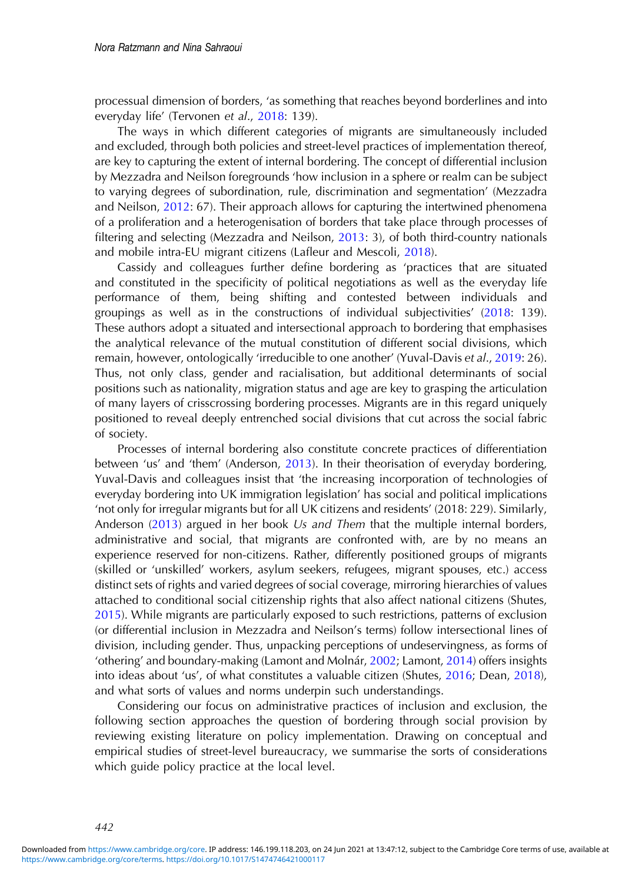processual dimension of borders, 'as something that reaches beyond borderlines and into everyday life' (Tervonen *et al.*, 2018: 139).

The ways in which different categories of migrants are simultaneously included and excluded, through both policies and street-level practices of implementation thereof, are key to capturing the extent of internal bordering. The concept of differential inclusion by Mezzadra and Neilson foregrounds 'how inclusion in a sphere or realm can be subject to varying degrees of subordination, rule, discrimination and segmentation' (Mezzadra and Neilson, 2012: 67). Their approach allows for capturing the intertwined phenomena of a proliferation and a heterogenisation of borders that take place through processes of filtering and selecting (Mezzadra and Neilson, 2013: 3), of both third-country nationals and mobile intra-EU migrant citizens (Lafleur and Mescoli, 2018).

Cassidy and colleagues further define bordering as 'practices that are situated and constituted in the specificity of political negotiations as well as the everyday life performance of them, being shifting and contested between individuals and groupings as well as in the constructions of individual subjectivities' (2018: 139). These authors adopt a situated and intersectional approach to bordering that emphasises the analytical relevance of the mutual constitution of different social divisions, which remain, however, ontologically 'irreducible to one another' (Yuval-Davis *et al.*, 2019: 26). Thus, not only class, gender and racialisation, but additional determinants of social positions such as nationality, migration status and age are key to grasping the articulation of many layers of crisscrossing bordering processes. Migrants are in this regard uniquely positioned to reveal deeply entrenched social divisions that cut across the social fabric of society.

Processes of internal bordering also constitute concrete practices of differentiation between 'us' and 'them' (Anderson, 2013). In their theorisation of everyday bordering, Yuval-Davis and colleagues insist that 'the increasing incorporation of technologies of everyday bordering into UK immigration legislation' has social and political implications 'not only for irregular migrants but for all UK citizens and residents' (2018: 229). Similarly, Anderson (2013) argued in her book *Us and Them* that the multiple internal borders, administrative and social, that migrants are confronted with, are by no means an experience reserved for non-citizens. Rather, differently positioned groups of migrants (skilled or 'unskilled' workers, asylum seekers, refugees, migrant spouses, etc.) access distinct sets of rights and varied degrees of social coverage, mirroring hierarchies of values attached to conditional social citizenship rights that also affect national citizens (Shutes, 2015). While migrants are particularly exposed to such restrictions, patterns of exclusion (or differential inclusion in Mezzadra and Neilson's terms) follow intersectional lines of division, including gender. Thus, unpacking perceptions of undeservingness, as forms of 'othering' and boundary-making (Lamont and Molnár, 2002; Lamont, 2014) offers insights into ideas about 'us', of what constitutes a valuable citizen (Shutes, 2016; Dean, 2018), and what sorts of values and norms underpin such understandings.

Considering our focus on administrative practices of inclusion and exclusion, the following section approaches the question of bordering through social provision by reviewing existing literature on policy implementation. Drawing on conceptual and empirical studies of street-level bureaucracy, we summarise the sorts of considerations which guide policy practice at the local level.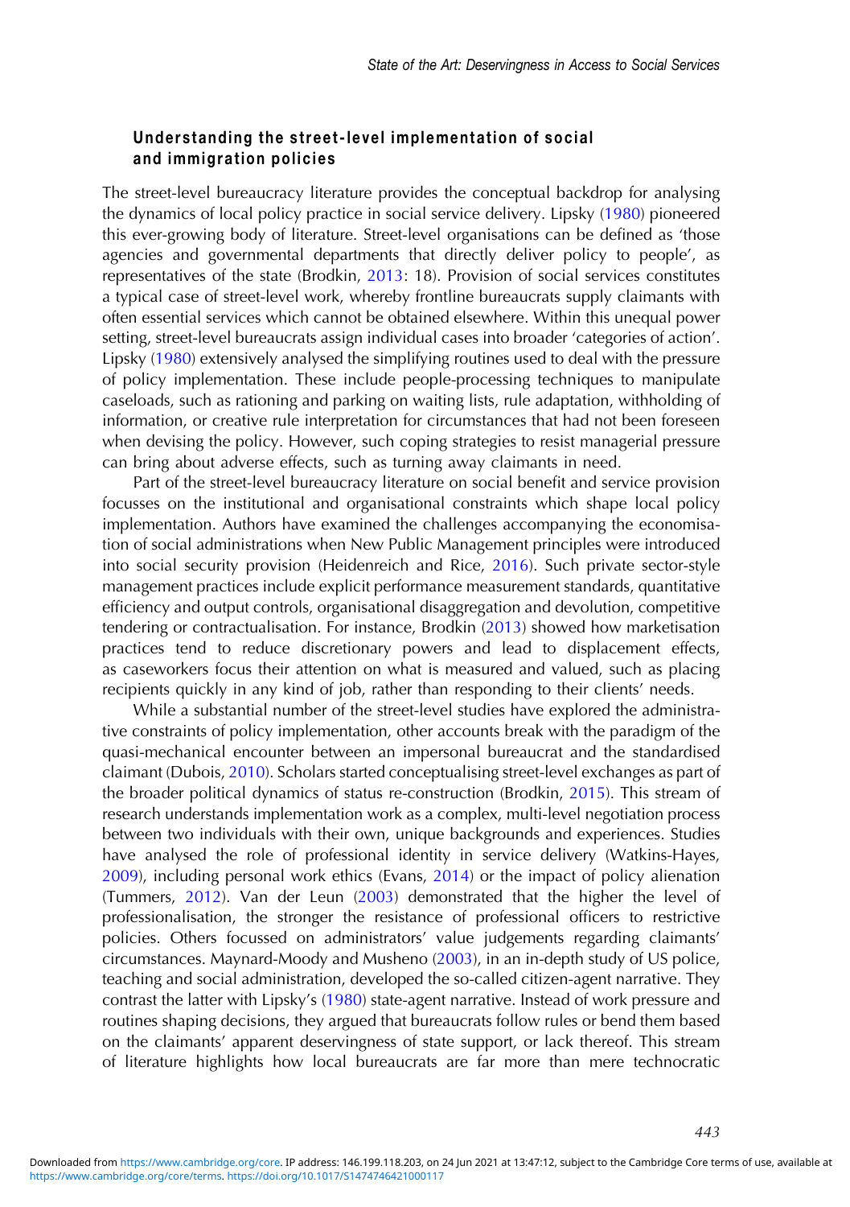### Understanding the street-level implementation of social and immigration policies

The street-level bureaucracy literature provides the conceptual backdrop for analysing the dynamics of local policy practice in social service delivery. Lipsky (1980) pioneered this ever-growing body of literature. Street-level organisations can be defined as 'those agencies and governmental departments that directly deliver policy to people', as representatives of the state (Brodkin, 2013: 18). Provision of social services constitutes a typical case of street-level work, whereby frontline bureaucrats supply claimants with often essential services which cannot be obtained elsewhere. Within this unequal power setting, street-level bureaucrats assign individual cases into broader 'categories of action'. Lipsky (1980) extensively analysed the simplifying routines used to deal with the pressure of policy implementation. These include people-processing techniques to manipulate caseloads, such as rationing and parking on waiting lists, rule adaptation, withholding of information, or creative rule interpretation for circumstances that had not been foreseen when devising the policy. However, such coping strategies to resist managerial pressure can bring about adverse effects, such as turning away claimants in need.

Part of the street-level bureaucracy literature on social benefit and service provision focusses on the institutional and organisational constraints which shape local policy implementation. Authors have examined the challenges accompanying the economisation of social administrations when New Public Management principles were introduced into social security provision (Heidenreich and Rice, 2016). Such private sector-style management practices include explicit performance measurement standards, quantitative efficiency and output controls, organisational disaggregation and devolution, competitive tendering or contractualisation. For instance, Brodkin (2013) showed how marketisation practices tend to reduce discretionary powers and lead to displacement effects, as caseworkers focus their attention on what is measured and valued, such as placing recipients quickly in any kind of job, rather than responding to their clients' needs.

While a substantial number of the street-level studies have explored the administrative constraints of policy implementation, other accounts break with the paradigm of the quasi-mechanical encounter between an impersonal bureaucrat and the standardised claimant (Dubois, 2010). Scholars started conceptualising street-level exchanges as part of the broader political dynamics of status re-construction (Brodkin, 2015). This stream of research understands implementation work as a complex, multi-level negotiation process between two individuals with their own, unique backgrounds and experiences. Studies have analysed the role of professional identity in service delivery (Watkins-Hayes, 2009), including personal work ethics (Evans, 2014) or the impact of policy alienation (Tummers, 2012). Van der Leun (2003) demonstrated that the higher the level of professionalisation, the stronger the resistance of professional officers to restrictive policies. Others focussed on administrators' value judgements regarding claimants' circumstances. Maynard-Moody and Musheno (2003), in an in-depth study of US police, teaching and social administration, developed the so-called citizen-agent narrative. They contrast the latter with Lipsky's (1980) state-agent narrative. Instead of work pressure and routines shaping decisions, they argued that bureaucrats follow rules or bend them based on the claimants' apparent deservingness of state support, or lack thereof. This stream of literature highlights how local bureaucrats are far more than mere technocratic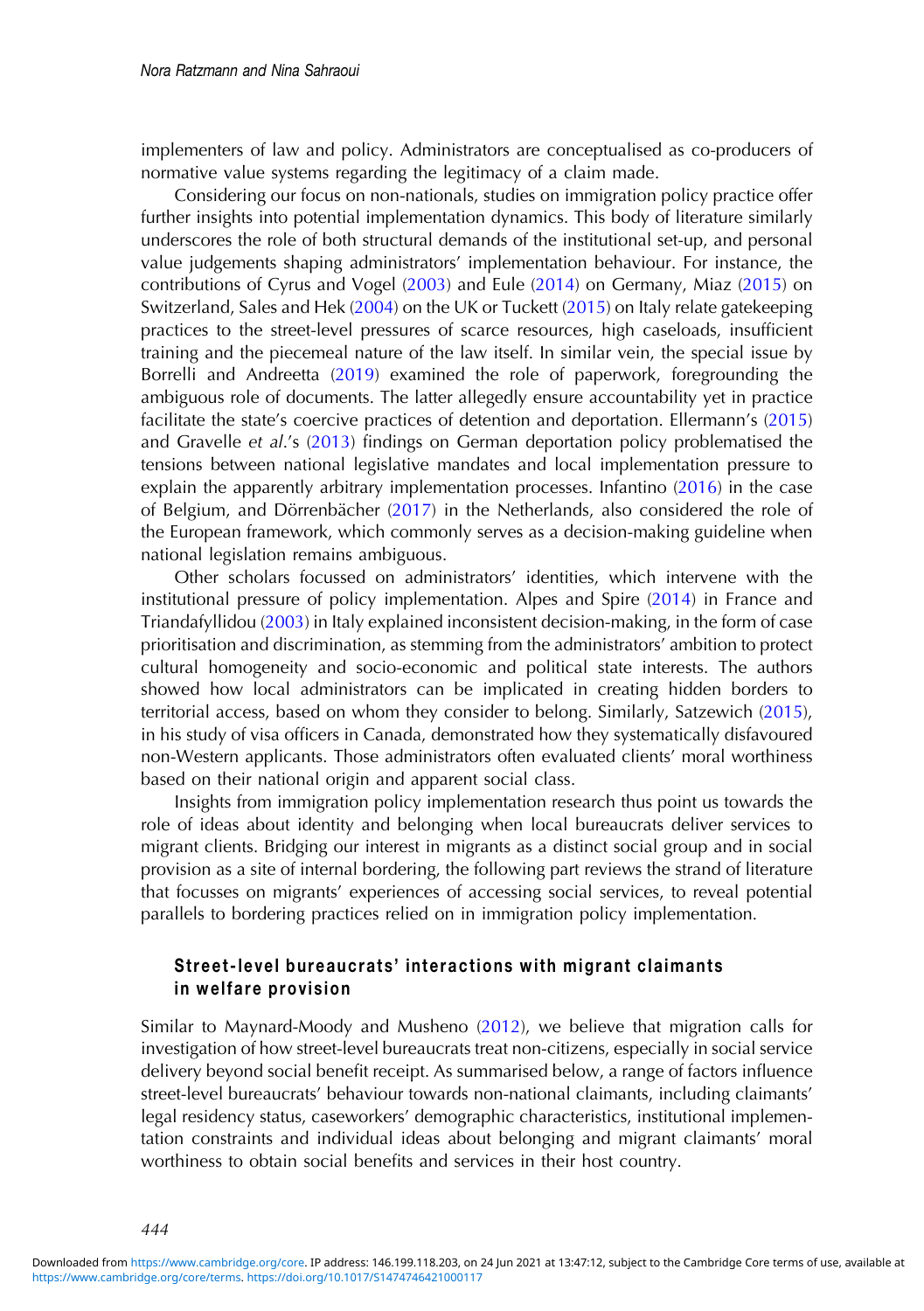implementers of law and policy. Administrators are conceptualised as co-producers of normative value systems regarding the legitimacy of a claim made.

Considering our focus on non-nationals, studies on immigration policy practice offer further insights into potential implementation dynamics. This body of literature similarly underscores the role of both structural demands of the institutional set-up, and personal value judgements shaping administrators' implementation behaviour. For instance, the contributions of Cyrus and Vogel (2003) and Eule (2014) on Germany, Miaz (2015) on Switzerland, Sales and Hek (2004) on the UK or Tuckett (2015) on Italy relate gatekeeping practices to the street-level pressures of scarce resources, high caseloads, insufficient training and the piecemeal nature of the law itself. In similar vein, the special issue by Borrelli and Andreetta (2019) examined the role of paperwork, foregrounding the ambiguous role of documents. The latter allegedly ensure accountability yet in practice facilitate the state's coercive practices of detention and deportation. Ellermann's (2015) and Gravelle *et al.*'s (2013) findings on German deportation policy problematised the tensions between national legislative mandates and local implementation pressure to explain the apparently arbitrary implementation processes. Infantino (2016) in the case of Belgium, and Dörrenbächer (2017) in the Netherlands, also considered the role of the European framework, which commonly serves as a decision-making guideline when national legislation remains ambiguous.

Other scholars focussed on administrators' identities, which intervene with the institutional pressure of policy implementation. Alpes and Spire (2014) in France and Triandafyllidou (2003) in Italy explained inconsistent decision-making, in the form of case prioritisation and discrimination, as stemming from the administrators' ambition to protect cultural homogeneity and socio-economic and political state interests. The authors showed how local administrators can be implicated in creating hidden borders to territorial access, based on whom they consider to belong. Similarly, Satzewich (2015), in his study of visa officers in Canada, demonstrated how they systematically disfavoured non-Western applicants. Those administrators often evaluated clients' moral worthiness based on their national origin and apparent social class.

Insights from immigration policy implementation research thus point us towards the role of ideas about identity and belonging when local bureaucrats deliver services to migrant clients. Bridging our interest in migrants as a distinct social group and in social provision as a site of internal bordering, the following part reviews the strand of literature that focusses on migrants' experiences of accessing social services, to reveal potential parallels to bordering practices relied on in immigration policy implementation.

## Street-level bureaucrats' interactions with migrant claimants in welfare provision

Similar to Maynard-Moody and Musheno (2012), we believe that migration calls for investigation of how street-level bureaucrats treat non-citizens, especially in social service delivery beyond social benefit receipt. As summarised below, a range of factors influence street-level bureaucrats' behaviour towards non-national claimants, including claimants' legal residency status, caseworkers' demographic characteristics, institutional implementation constraints and individual ideas about belonging and migrant claimants' moral worthiness to obtain social benefits and services in their host country.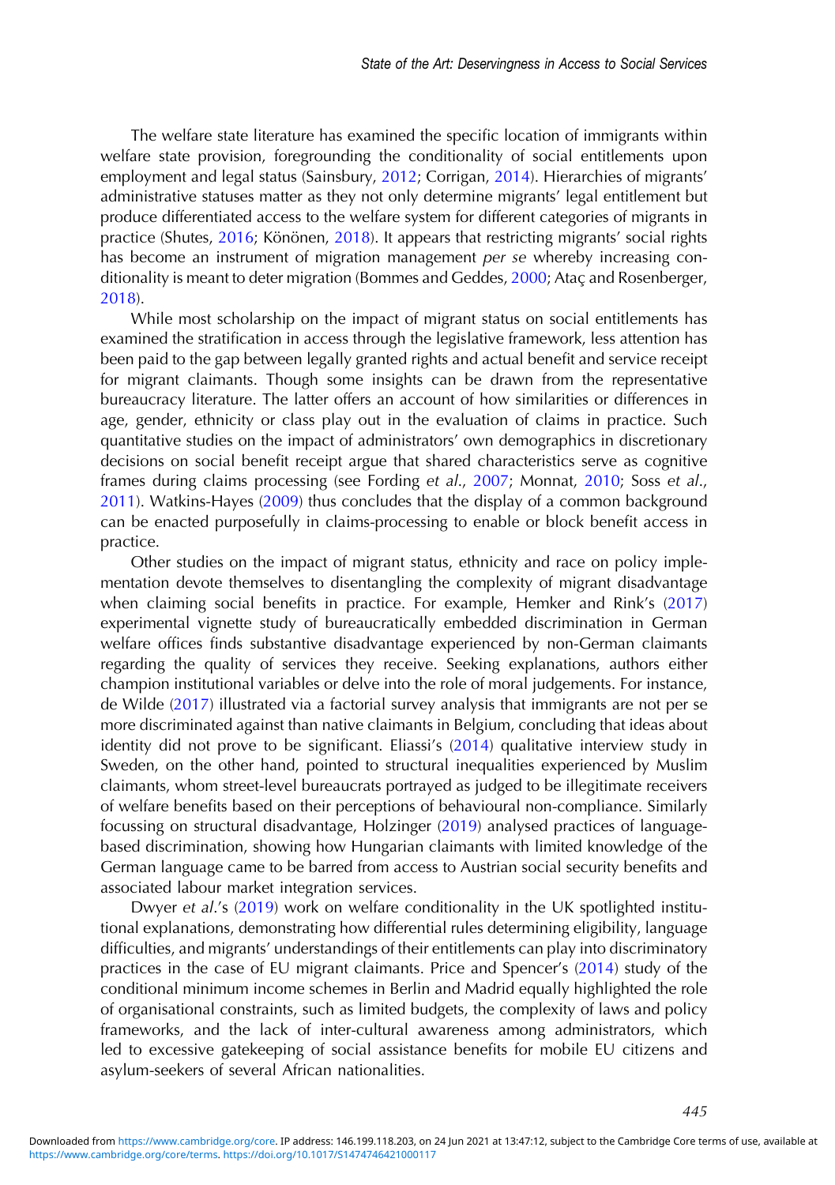The welfare state literature has examined the specific location of immigrants within welfare state provision, foregrounding the conditionality of social entitlements upon employment and legal status (Sainsbury, 2012; Corrigan, 2014). Hierarchies of migrants' administrative statuses matter as they not only determine migrants' legal entitlement but produce differentiated access to the welfare system for different categories of migrants in practice (Shutes, 2016; Könönen, 2018). It appears that restricting migrants' social rights has become an instrument of migration management *per se* whereby increasing conditionality is meant to deter migration (Bommes and Geddes, 2000; Ataç and Rosenberger, 2018).

While most scholarship on the impact of migrant status on social entitlements has examined the stratification in access through the legislative framework, less attention has been paid to the gap between legally granted rights and actual benefit and service receipt for migrant claimants. Though some insights can be drawn from the representative bureaucracy literature. The latter offers an account of how similarities or differences in age, gender, ethnicity or class play out in the evaluation of claims in practice. Such quantitative studies on the impact of administrators' own demographics in discretionary decisions on social benefit receipt argue that shared characteristics serve as cognitive frames during claims processing (see Fording *et al.*, 2007; Monnat, 2010; Soss *et al.*, 2011). Watkins-Hayes (2009) thus concludes that the display of a common background can be enacted purposefully in claims-processing to enable or block benefit access in practice.

Other studies on the impact of migrant status, ethnicity and race on policy implementation devote themselves to disentangling the complexity of migrant disadvantage when claiming social benefits in practice. For example, Hemker and Rink's (2017) experimental vignette study of bureaucratically embedded discrimination in German welfare offices finds substantive disadvantage experienced by non-German claimants regarding the quality of services they receive. Seeking explanations, authors either champion institutional variables or delve into the role of moral judgements. For instance, de Wilde (2017) illustrated via a factorial survey analysis that immigrants are not per se more discriminated against than native claimants in Belgium, concluding that ideas about identity did not prove to be significant. Eliassi's (2014) qualitative interview study in Sweden, on the other hand, pointed to structural inequalities experienced by Muslim claimants, whom street-level bureaucrats portrayed as judged to be illegitimate receivers of welfare benefits based on their perceptions of behavioural non-compliance. Similarly focussing on structural disadvantage, Holzinger (2019) analysed practices of language-based discrimination, showing how Hungarian claimants with limited knowledge of the German language came to be barred from access to Austrian social security benefits and associated labour market integration services.

Dwyer *et al.*'s (2019) work on welfare conditionality in the UK spotlighted institutional explanations, demonstrating how differential rules determining eligibility, language difficulties, and migrants' understandings of their entitlements can play into discriminatory practices in the case of EU migrant claimants. Price and Spencer's (2014) study of the conditional minimum income schemes in Berlin and Madrid equally highlighted the role of organisational constraints, such as limited budgets, the complexity of laws and policy frameworks, and the lack of inter-cultural awareness among administrators, which led to excessive gatekeeping of social assistance benefits for mobile EU citizens and asylum-seekers of several African nationalities.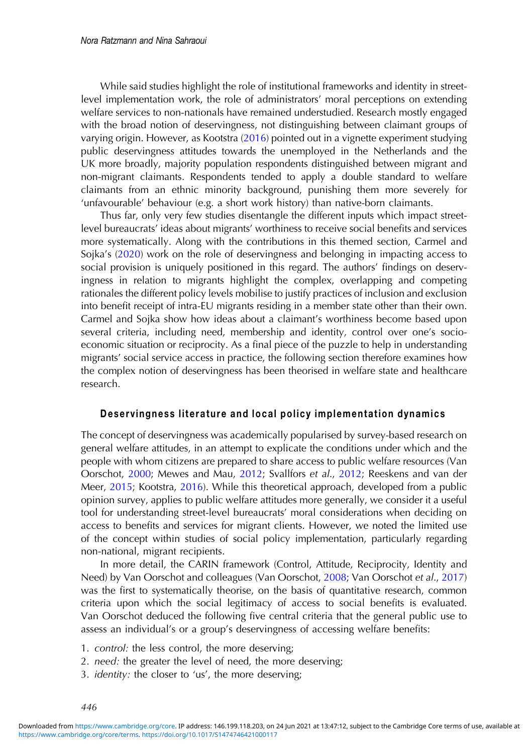While said studies highlight the role of institutional frameworks and identity in street-level implementation work, the role of administrators' moral perceptions on extending welfare services to non-nationals have remained understudied. Research mostly engaged with the broad notion of deservingness, not distinguishing between claimant groups of varying origin. However, as Kootstra (2016) pointed out in a vignette experiment studying public deservingness attitudes towards the unemployed in the Netherlands and the UK more broadly, majority population respondents distinguished between migrant and non-migrant claimants. Respondents tended to apply a double standard to welfare claimants from an ethnic minority background, punishing them more severely for 'unfavourable' behaviour (e.g. a short work history) than native-born claimants.

Thus far, only very few studies disentangle the different inputs which impact street-level bureaucrats' ideas about migrants' worthiness to receive social benefits and services more systematically. Along with the contributions in this themed section, Carmel and Sojka's (2020) work on the role of deservingness and belonging in impacting access to social provision is uniquely positioned in this regard. The authors' findings on deservingness in relation to migrants highlight the complex, overlapping and competing rationales the different policy levels mobilise to justify practices of inclusion and exclusion into benefit receipt of intra-EU migrants residing in a member state other than their own. Carmel and Sojka show how ideas about a claimant's worthiness become based upon several criteria, including need, membership and identity, control over one's socio-economic situation or reciprocity. As a final piece of the puzzle to help in understanding migrants' social service access in practice, the following section therefore examines how the complex notion of deservingness has been theorised in welfare state and healthcare research.

## Deservingness literature and local policy implementation dynamics

The concept of deservingness was academically popularised by survey-based research on general welfare attitudes, in an attempt to explicate the conditions under which and the people with whom citizens are prepared to share access to public welfare resources (Van Oorschot, 2000; Mewes and Mau, 2012; Svallfors *et al*., 2012; Reeskens and van der Meer, 2015; Kootstra, 2016). While this theoretical approach, developed from a public opinion survey, applies to public welfare attitudes more generally, we consider it a useful tool for understanding street-level bureaucrats' moral considerations when deciding on access to benefits and services for migrant clients. However, we noted the limited use of the concept within studies of social policy implementation, particularly regarding non-national, migrant recipients.

In more detail, the CARIN framework (Control, Attitude, Reciprocity, Identity and Need) by Van Oorschot and colleagues (Van Oorschot, 2008; Van Oorschot *et al*., 2017) was the first to systematically theorise, on the basis of quantitative research, common criteria upon which the social legitimacy of access to social benefits is evaluated. Van Oorschot deduced the following five central criteria that the general public use to assess an individual's or a group's deservingness of accessing welfare benefits:

1. *control:* the less control, the more deserving;
2. *need:* the greater the level of need, the more deserving;
3. *identity:* the closer to 'us', the more deserving;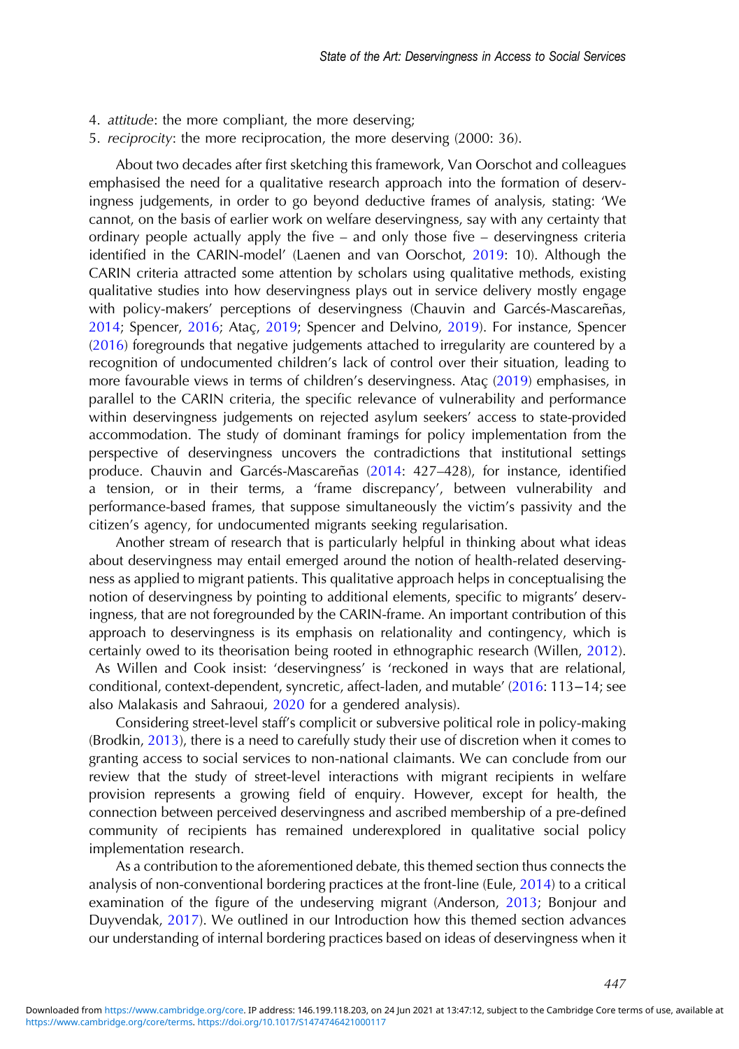4. *attitude*: the more compliant, the more deserving;
5. *reciprocity*: the more reciprocation, the more deserving (2000: 36).

About two decades after first sketching this framework, Van Oorschot and colleagues emphasised the need for a qualitative research approach into the formation of deservingness judgements, in order to go beyond deductive frames of analysis, stating: 'We cannot, on the basis of earlier work on welfare deservingness, say with any certainty that ordinary people actually apply the five – and only those five – deservingness criteria identified in the CARIN-model' (Laenen and van Oorschot, 2019: 10). Although the CARIN criteria attracted some attention by scholars using qualitative methods, existing qualitative studies into how deservingness plays out in service delivery mostly engage with policy-makers' perceptions of deservingness (Chauvin and Garcés-Mascareñas, 2014; Spencer, 2016; Ataç, 2019; Spencer and Delvino, 2019). For instance, Spencer (2016) foregrounds that negative judgements attached to irregularity are countered by a recognition of undocumented children's lack of control over their situation, leading to more favourable views in terms of children's deservingness. Ataç (2019) emphasises, in parallel to the CARIN criteria, the specific relevance of vulnerability and performance within deservingness judgements on rejected asylum seekers' access to state-provided accommodation. The study of dominant framings for policy implementation from the perspective of deservingness uncovers the contradictions that institutional settings produce. Chauvin and Garcés-Mascareñas (2014: 427–428), for instance, identified a tension, or in their terms, a 'frame discrepancy', between vulnerability and performance-based frames, that suppose simultaneously the victim's passivity and the citizen's agency, for undocumented migrants seeking regularisation.

Another stream of research that is particularly helpful in thinking about what ideas about deservingness may entail emerged around the notion of health-related deservingness as applied to migrant patients. This qualitative approach helps in conceptualising the notion of deservingness by pointing to additional elements, specific to migrants' deservingness, that are not foregrounded by the CARIN-frame. An important contribution of this approach to deservingness is its emphasis on relationality and contingency, which is certainly owed to its theorisation being rooted in ethnographic research (Willen, 2012). As Willen and Cook insist: 'deservingness' is 'reckoned in ways that are relational, conditional, context-dependent, syncretic, affect-laden, and mutable' (2016: 113–14; see also Malakasis and Sahraoui, 2020 for a gendered analysis).

Considering street-level staff's complicit or subversive political role in policy-making (Brodkin, 2013), there is a need to carefully study their use of discretion when it comes to granting access to social services to non-national claimants. We can conclude from our review that the study of street-level interactions with migrant recipients in welfare provision represents a growing field of enquiry. However, except for health, the connection between perceived deservingness and ascribed membership of a pre-defined community of recipients has remained underexplored in qualitative social policy implementation research.

As a contribution to the aforementioned debate, this themed section thus connects the analysis of non-conventional bordering practices at the front-line (Eule, 2014) to a critical examination of the figure of the undeserving migrant (Anderson, 2013; Bonjour and Duyvendak, 2017). We outlined in our Introduction how this themed section advances our understanding of internal bordering practices based on ideas of deservingness when it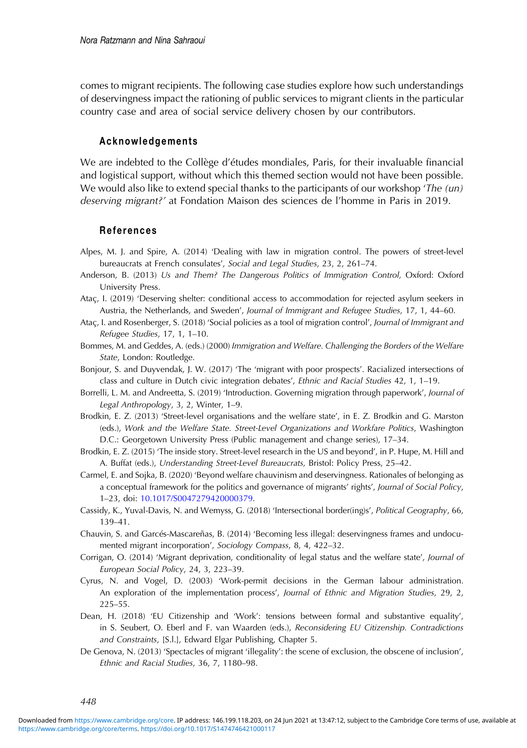comes to migrant recipients. The following case studies explore how such understandings of deservingness impact the rationing of public services to migrant clients in the particular country case and area of social service delivery chosen by our contributors.

## Acknowledgements

We are indebted to the Collège d'études mondiales, Paris, for their invaluable financial and logistical support, without which this themed section would not have been possible. We would also like to extend special thanks to the participants of our workshop '*The (un) deserving migrant?*' at Fondation Maison des sciences de l'homme in Paris in 2019.

## References

Alpes, M. J. and Spire, A. (2014) 'Dealing with law in migration control. The powers of street-level bureaucrats at French consulates', *Social and Legal Studies*, 23, 2, 261–74.

Anderson, B. (2013) *Us and Them? The Dangerous Politics of Immigration Control,* Oxford: Oxford University Press.

Ataç, I. (2019) 'Deserving shelter: conditional access to accommodation for rejected asylum seekers in Austria, the Netherlands, and Sweden', *Journal of Immigrant and Refugee Studies*, 17, 1, 44–60.

Ataç, I. and Rosenberger, S. (2018) 'Social policies as a tool of migration control', *Journal of Immigrant and Refugee Studies*, 17, 1, 1–10.

Bommes, M. and Geddes, A. (eds.) (2000) *Immigration and Welfare. Challenging the Borders of the Welfare State*, London: Routledge.

Bonjour, S. and Duyvendak, J. W. (2017) 'The 'migrant with poor prospects'. Racialized intersections of class and culture in Dutch civic integration debates', *Ethnic and Racial Studies* 42, 1, 1–19.

Borrelli, L. M. and Andreetta, S. (2019) 'Introduction. Governing migration through paperwork', *Journal of Legal Anthropology*, 3, 2, Winter, 1–9.

Brodkin, E. Z. (2013) 'Street-level organisations and the welfare state', in E. Z. Brodkin and G. Marston (eds.), *Work and the Welfare State. Street-Level Organizations and Workfare Politics*, Washington D.C.: Georgetown University Press (Public management and change series), 17–34.

Brodkin, E. Z. (2015) 'The inside story. Street-level research in the US and beyond', in P. Hupe, M. Hill and A. Buffat (eds.), *Understanding Street-Level Bureaucrats,* Bristol: Policy Press, 25–42.

Carmel, E. and Sojka, B. (2020) 'Beyond welfare chauvinism and deservingness. Rationales of belonging as a conceptual framework for the politics and governance of migrants' rights', *Journal of Social Policy*, 1–23, doi: 10.1017/S0047279420000379.

Cassidy, K., Yuval-Davis, N. and Wemyss, G. (2018) 'Intersectional border(ing)s', *Political Geography*, 66, 139–41.

Chauvin, S. and Garcés-Mascareñas, B. (2014) 'Becoming less illegal: deservingness frames and undocumented migrant incorporation', *Sociology Compass*, 8, 4, 422–32.

Corrigan, O. (2014) 'Migrant deprivation, conditionality of legal status and the welfare state', *Journal of European Social Policy*, 24, 3, 223–39.

Cyrus, N. and Vogel, D. (2003) 'Work-permit decisions in the German labour administration. An exploration of the implementation process', *Journal of Ethnic and Migration Studies*, 29, 2, 225–55.

Dean, H. (2018) 'EU Citizenship and 'Work': tensions between formal and substantive equality', in S. Seubert, O. Eberl and F. van Waarden (eds.), *Reconsidering EU Citizenship. Contradictions and Constraints*, [S.l.], Edward Elgar Publishing, Chapter 5.

De Genova, N. (2013) 'Spectacles of migrant 'illegality': the scene of exclusion, the obscene of inclusion', *Ethnic and Racial Studies*, 36, 7, 1180–98.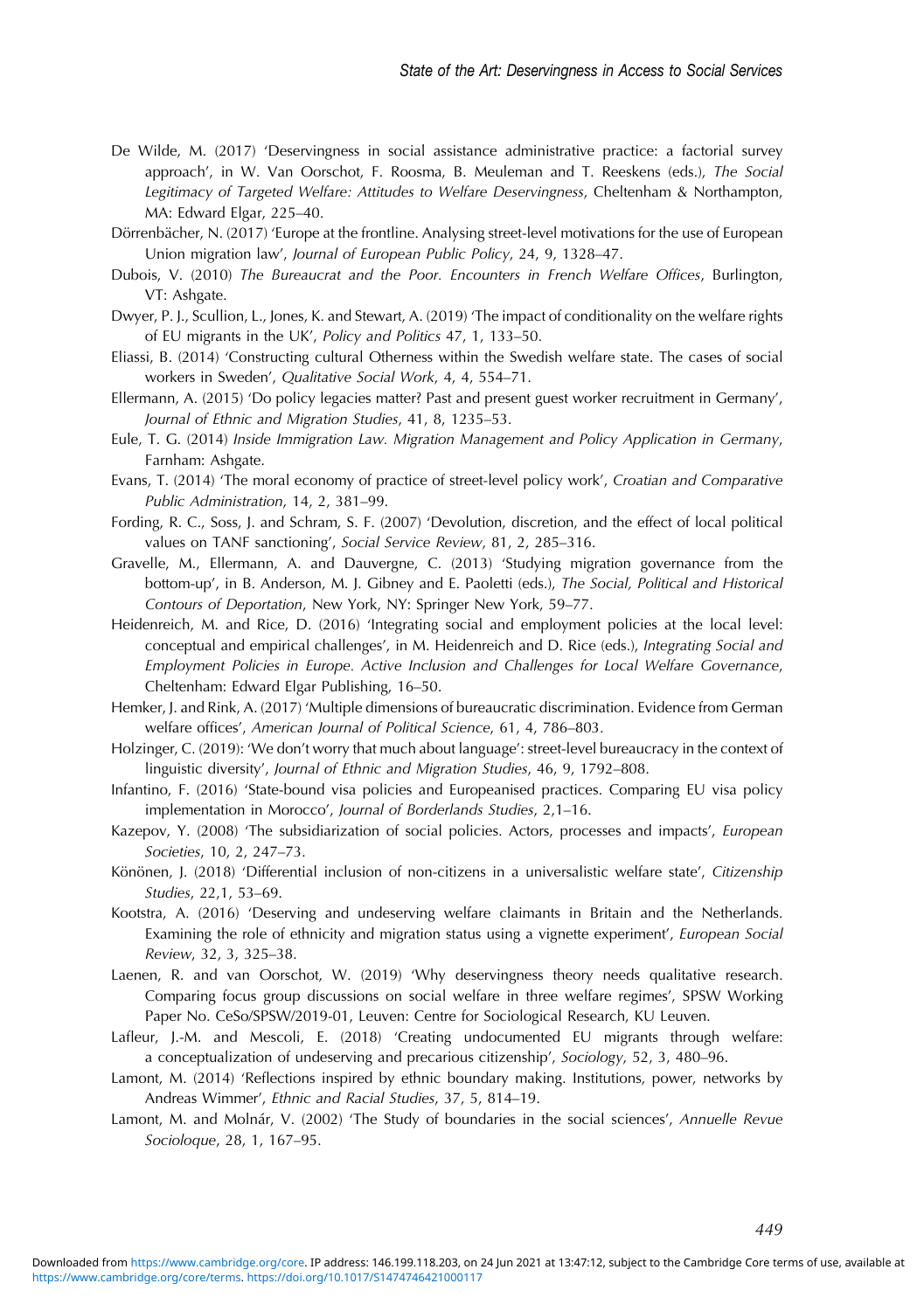De Wilde, M. (2017) 'Deservingness in social assistance administrative practice: a factorial survey approach', in W. Van Oorschot, F. Roosma, B. Meuleman and T. Reeskens (eds.), *The Social Legitimacy of Targeted Welfare: Attitudes to Welfare Deservingness*, Cheltenham & Northampton, MA: Edward Elgar, 225–40.

Dörrenbächer, N. (2017) 'Europe at the frontline. Analysing street-level motivations for the use of European Union migration law', *Journal of European Public Policy*, 24, 9, 1328–47.

Dubois, V. (2010) *The Bureaucrat and the Poor. Encounters in French Welfare Offices*, Burlington, VT: Ashgate.

Dwyer, P. J., Scullion, L., Jones, K. and Stewart, A. (2019) 'The impact of conditionality on the welfare rights of EU migrants in the UK', *Policy and Politics* 47, 1, 133–50.

Eliassi, B. (2014) 'Constructing cultural Otherness within the Swedish welfare state. The cases of social workers in Sweden', *Qualitative Social Work*, 4, 4, 554–71.

Ellermann, A. (2015) 'Do policy legacies matter? Past and present guest worker recruitment in Germany', *Journal of Ethnic and Migration Studies*, 41, 8, 1235–53.

Eule, T. G. (2014) *Inside Immigration Law. Migration Management and Policy Application in Germany*, Farnham: Ashgate.

Evans, T. (2014) 'The moral economy of practice of street-level policy work', *Croatian and Comparative Public Administration*, 14, 2, 381–99.

Fording, R. C., Soss, J. and Schram, S. F. (2007) 'Devolution, discretion, and the effect of local political values on TANF sanctioning', *Social Service Review*, 81, 2, 285–316.

Gravelle, M., Ellermann, A. and Dauvergne, C. (2013) 'Studying migration governance from the bottom-up', in B. Anderson, M. J. Gibney and E. Paoletti (eds.), *The Social, Political and Historical Contours of Deportation*, New York, NY: Springer New York, 59–77.

Heidenreich, M. and Rice, D. (2016) 'Integrating social and employment policies at the local level: conceptual and empirical challenges', in M. Heidenreich and D. Rice (eds.), *Integrating Social and Employment Policies in Europe. Active Inclusion and Challenges for Local Welfare Governance*, Cheltenham: Edward Elgar Publishing, 16–50.

Hemker, J. and Rink, A. (2017) 'Multiple dimensions of bureaucratic discrimination. Evidence from German welfare offices', *American Journal of Political Science*, 61, 4, 786–803.

Holzinger, C. (2019): 'We don't worry that much about language': street-level bureaucracy in the context of linguistic diversity', *Journal of Ethnic and Migration Studies*, 46, 9, 1792–808.

Infantino, F. (2016) 'State-bound visa policies and Europeanised practices. Comparing EU visa policy implementation in Morocco', *Journal of Borderlands Studies*, 2,1–16.

Kazepov, Y. (2008) 'The subsidiarization of social policies. Actors, processes and impacts', *European Societies*, 10, 2, 247–73.

Könönen, J. (2018) 'Differential inclusion of non-citizens in a universalistic welfare state', *Citizenship Studies*, 22,1, 53–69.

Kootstra, A. (2016) 'Deserving and undeserving welfare claimants in Britain and the Netherlands. Examining the role of ethnicity and migration status using a vignette experiment', *European Social Review*, 32, 3, 325–38.

Laenen, R. and van Oorschot, W. (2019) 'Why deservingness theory needs qualitative research. Comparing focus group discussions on social welfare in three welfare regimes', SPSW Working Paper No. CeSo/SPSW/2019-01, Leuven: Centre for Sociological Research, KU Leuven.

Lafleur, J.-M. and Mescoli, E. (2018) 'Creating undocumented EU migrants through welfare: a conceptualization of undeserving and precarious citizenship', *Sociology*, 52, 3, 480–96.

Lamont, M. (2014) 'Reflections inspired by ethnic boundary making. Institutions, power, networks by Andreas Wimmer', *Ethnic and Racial Studies*, 37, 5, 814–19.

Lamont, M. and Molnár, V. (2002) 'The Study of boundaries in the social sciences', *Annuelle Revue Socioloque*, 28, 1, 167–95.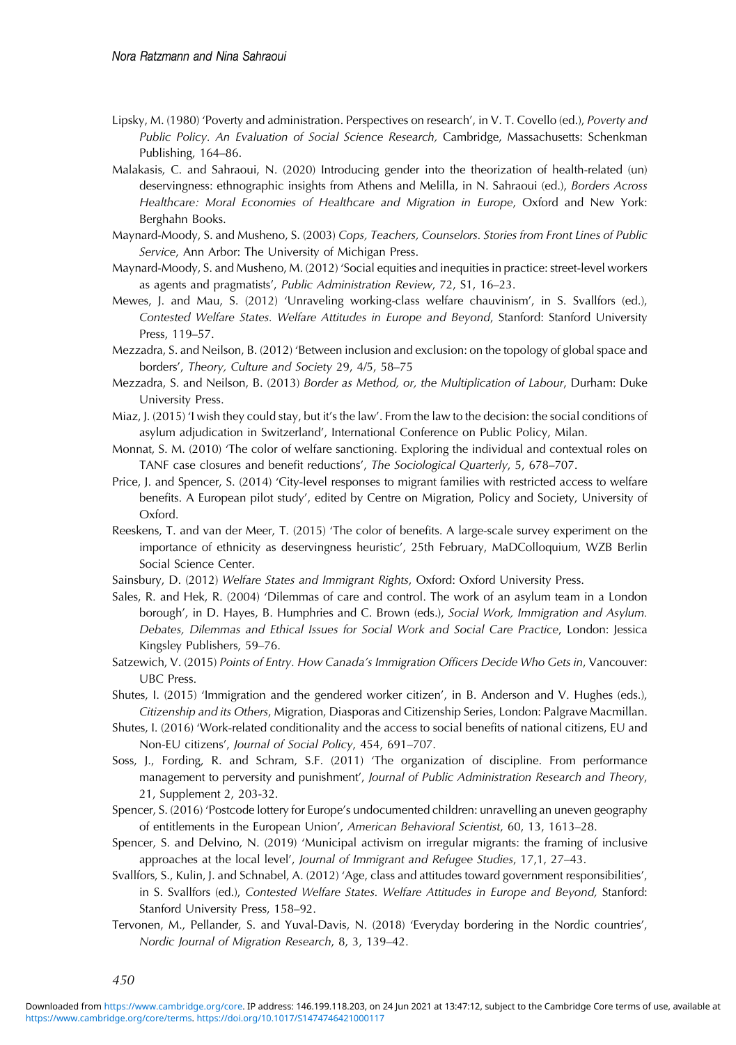Lipsky, M. (1980) 'Poverty and administration. Perspectives on research', in V. T. Covello (ed.), *Poverty and Public Policy. An Evaluation of Social Science Research,* Cambridge, Massachusetts: Schenkman Publishing, 164–86.

Malakasis, C. and Sahraoui, N. (2020) Introducing gender into the theorization of health-related (un) deservingness: ethnographic insights from Athens and Melilla, in N. Sahraoui (ed.), *Borders Across Healthcare: Moral Economies of Healthcare and Migration in Europe*, Oxford and New York: Berghahn Books.

Maynard-Moody, S. and Musheno, S. (2003) *Cops, Teachers, Counselors. Stories from Front Lines of Public Service*, Ann Arbor: The University of Michigan Press.

Maynard-Moody, S. and Musheno, M. (2012) 'Social equities and inequities in practice: street-level workers as agents and pragmatists', *Public Administration Review*, 72, S1, 16–23.

Mewes, J. and Mau, S. (2012) 'Unraveling working-class welfare chauvinism', in S. Svallfors (ed.), *Contested Welfare States. Welfare Attitudes in Europe and Beyond*, Stanford: Stanford University Press, 119–57.

Mezzadra, S. and Neilson, B. (2012) 'Between inclusion and exclusion: on the topology of global space and borders', *Theory, Culture and Society* 29, 4/5, 58–75

Mezzadra, S. and Neilson, B. (2013) *Border as Method, or, the Multiplication of Labour*, Durham: Duke University Press.

Miaz, J. (2015) 'I wish they could stay, but it's the law'. From the law to the decision: the social conditions of asylum adjudication in Switzerland', International Conference on Public Policy, Milan.

Monnat, S. M. (2010) 'The color of welfare sanctioning. Exploring the individual and contextual roles on TANF case closures and benefit reductions', *The Sociological Quarterly*, 5, 678–707.

Price, J. and Spencer, S. (2014) 'City-level responses to migrant families with restricted access to welfare benefits. A European pilot study', edited by Centre on Migration, Policy and Society, University of Oxford.

Reeskens, T. and van der Meer, T. (2015) 'The color of benefits. A large-scale survey experiment on the importance of ethnicity as deservingness heuristic', 25th February, MaDColloquium, WZB Berlin Social Science Center.

Sainsbury, D. (2012) *Welfare States and Immigrant Rights*, Oxford: Oxford University Press.

Sales, R. and Hek, R. (2004) 'Dilemmas of care and control. The work of an asylum team in a London borough', in D. Hayes, B. Humphries and C. Brown (eds.), *Social Work, Immigration and Asylum. Debates, Dilemmas and Ethical Issues for Social Work and Social Care Practice*, London: Jessica Kingsley Publishers, 59–76.

Satzewich, V. (2015) *Points of Entry. How Canada's Immigration Officers Decide Who Gets in*, Vancouver: UBC Press.

Shutes, I. (2015) 'Immigration and the gendered worker citizen', in B. Anderson and V. Hughes (eds.), *Citizenship and its Others*, Migration, Diasporas and Citizenship Series, London: Palgrave Macmillan.

Shutes, I. (2016) 'Work-related conditionality and the access to social benefits of national citizens, EU and Non-EU citizens', *Journal of Social Policy*, 454, 691–707.

Soss, J., Fording, R. and Schram, S.F. (2011) 'The organization of discipline. From performance management to perversity and punishment', *Journal of Public Administration Research and Theory*, 21, Supplement 2, 203-32.

Spencer, S. (2016) 'Postcode lottery for Europe's undocumented children: unravelling an uneven geography of entitlements in the European Union', *American Behavioral Scientist*, 60, 13, 1613–28.

Spencer, S. and Delvino, N. (2019) 'Municipal activism on irregular migrants: the framing of inclusive approaches at the local level', *Journal of Immigrant and Refugee Studies*, 17,1, 27–43.

Svallfors, S., Kulin, J. and Schnabel, A. (2012) 'Age, class and attitudes toward government responsibilities', in S. Svallfors (ed.), *Contested Welfare States. Welfare Attitudes in Europe and Beyond,* Stanford: Stanford University Press, 158–92.

Tervonen, M., Pellander, S. and Yuval-Davis, N. (2018) 'Everyday bordering in the Nordic countries', *Nordic Journal of Migration Research*, 8, 3, 139–42.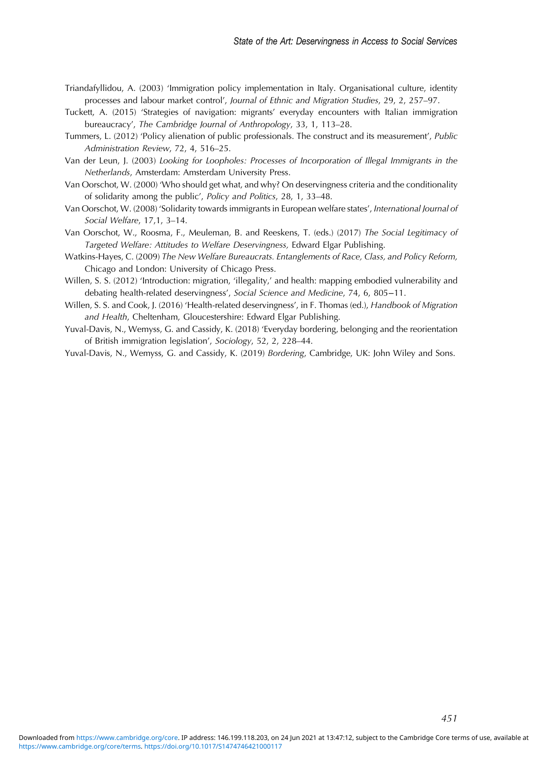Triandafyllidou, A. (2003) 'Immigration policy implementation in Italy. Organisational culture, identity processes and labour market control', *Journal of Ethnic and Migration Studies*, 29, 2, 257–97.

Tuckett, A. (2015) 'Strategies of navigation: migrants' everyday encounters with Italian immigration bureaucracy', *The Cambridge Journal of Anthropology*, 33, 1, 113–28.

Tummers, L. (2012) 'Policy alienation of public professionals. The construct and its measurement', *Public Administration Review*, 72, 4, 516–25.

Van der Leun, J. (2003) *Looking for Loopholes: Processes of Incorporation of Illegal Immigrants in the Netherlands*, Amsterdam: Amsterdam University Press.

Van Oorschot, W. (2000) 'Who should get what, and why? On deservingness criteria and the conditionality of solidarity among the public', *Policy and Politics*, 28, 1, 33–48.

Van Oorschot, W. (2008) 'Solidarity towards immigrants in European welfare states', *International Journal of Social Welfare*, 17,1, 3–14.

Van Oorschot, W., Roosma, F., Meuleman, B. and Reeskens, T. (eds.) (2017) *The Social Legitimacy of Targeted Welfare: Attitudes to Welfare Deservingness,* Edward Elgar Publishing.

Watkins-Hayes, C. (2009) *The New Welfare Bureaucrats. Entanglements of Race, Class, and Policy Reform,* Chicago and London: University of Chicago Press.

Willen, S. S. (2012) 'Introduction: migration, 'illegality,' and health: mapping embodied vulnerability and debating health-related deservingness', *Social Science and Medicine*, 74, 6, 805−11.

Willen, S. S. and Cook, J. (2016) 'Health-related deservingness', in F. Thomas (ed.), *Handbook of Migration and Health*, Cheltenham, Gloucestershire: Edward Elgar Publishing.

Yuval-Davis, N., Wemyss, G. and Cassidy, K. (2018) 'Everyday bordering, belonging and the reorientation of British immigration legislation', *Sociology*, 52, 2, 228–44.

Yuval-Davis, N., Wemyss, G. and Cassidy, K. (2019) *Bordering*, Cambridge, UK: John Wiley and Sons.